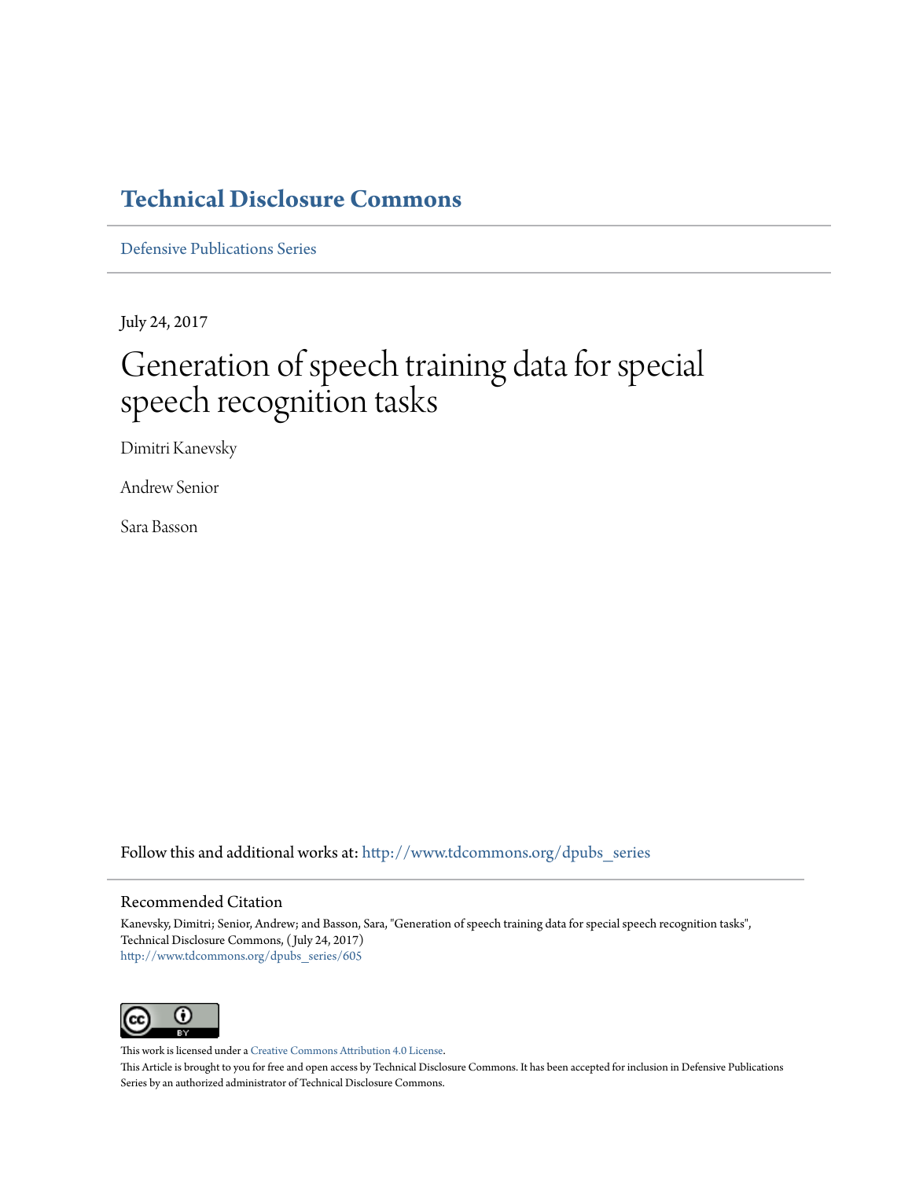# Technical Disclosure Commons

Defensive Publications Series

July 24, 2017

# Generation of speech training data for special speech recognition tasks

Dimitri Kanevsky

Andrew Senior

Sara Basson

Follow this and additional works at: http://www.tdcommons.org/dpubs_series

## Recommended Citation

Kanevsky, Dimitri; Senior, Andrew; and Basson, Sara, "Generation of speech training data for special speech recognition tasks", Technical Disclosure Commons, (July 24, 2017)
http://www.tdcommons.org/dpubs_series/605

This work is licensed under a Creative Commons Attribution 4.0 License.

This Article is brought to you for free and open access by Technical Disclosure Commons. It has been accepted for inclusion in Defensive Publications Series by an authorized administrator of Technical Disclosure Commons.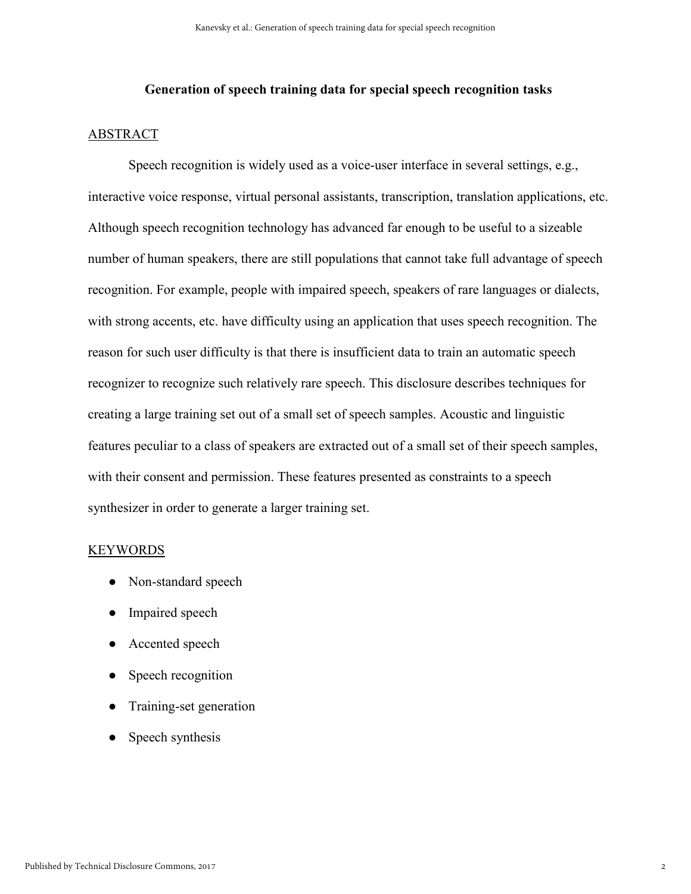# Generation of speech training data for special speech recognition tasks

## ABSTRACT

Speech recognition is widely used as a voice-user interface in several settings, e.g., interactive voice response, virtual personal assistants, transcription, translation applications, etc. Although speech recognition technology has advanced far enough to be useful to a sizeable number of human speakers, there are still populations that cannot take full advantage of speech recognition. For example, people with impaired speech, speakers of rare languages or dialects, with strong accents, etc. have difficulty using an application that uses speech recognition. The reason for such user difficulty is that there is insufficient data to train an automatic speech recognizer to recognize such relatively rare speech. This disclosure describes techniques for creating a large training set out of a small set of speech samples. Acoustic and linguistic features peculiar to a class of speakers are extracted out of a small set of their speech samples, with their consent and permission. These features presented as constraints to a speech synthesizer in order to generate a larger training set.

## KEYWORDS

- Non-standard speech
- Impaired speech
- Accented speech
- Speech recognition
- Training-set generation
- Speech synthesis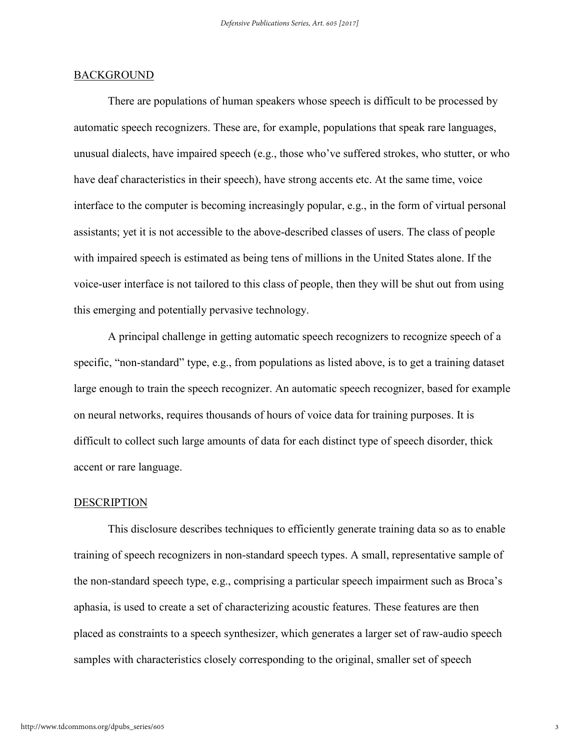## BACKGROUND

There are populations of human speakers whose speech is difficult to be processed by automatic speech recognizers. These are, for example, populations that speak rare languages, unusual dialects, have impaired speech (e.g., those who've suffered strokes, who stutter, or who have deaf characteristics in their speech), have strong accents etc. At the same time, voice interface to the computer is becoming increasingly popular, e.g., in the form of virtual personal assistants; yet it is not accessible to the above-described classes of users. The class of people with impaired speech is estimated as being tens of millions in the United States alone. If the voice-user interface is not tailored to this class of people, then they will be shut out from using this emerging and potentially pervasive technology.

A principal challenge in getting automatic speech recognizers to recognize speech of a specific, "non-standard" type, e.g., from populations as listed above, is to get a training dataset large enough to train the speech recognizer. An automatic speech recognizer, based for example on neural networks, requires thousands of hours of voice data for training purposes. It is difficult to collect such large amounts of data for each distinct type of speech disorder, thick accent or rare language.

## DESCRIPTION

This disclosure describes techniques to efficiently generate training data so as to enable training of speech recognizers in non-standard speech types. A small, representative sample of the non-standard speech type, e.g., comprising a particular speech impairment such as Broca's aphasia, is used to create a set of characterizing acoustic features. These features are then placed as constraints to a speech synthesizer, which generates a larger set of raw-audio speech samples with characteristics closely corresponding to the original, smaller set of speech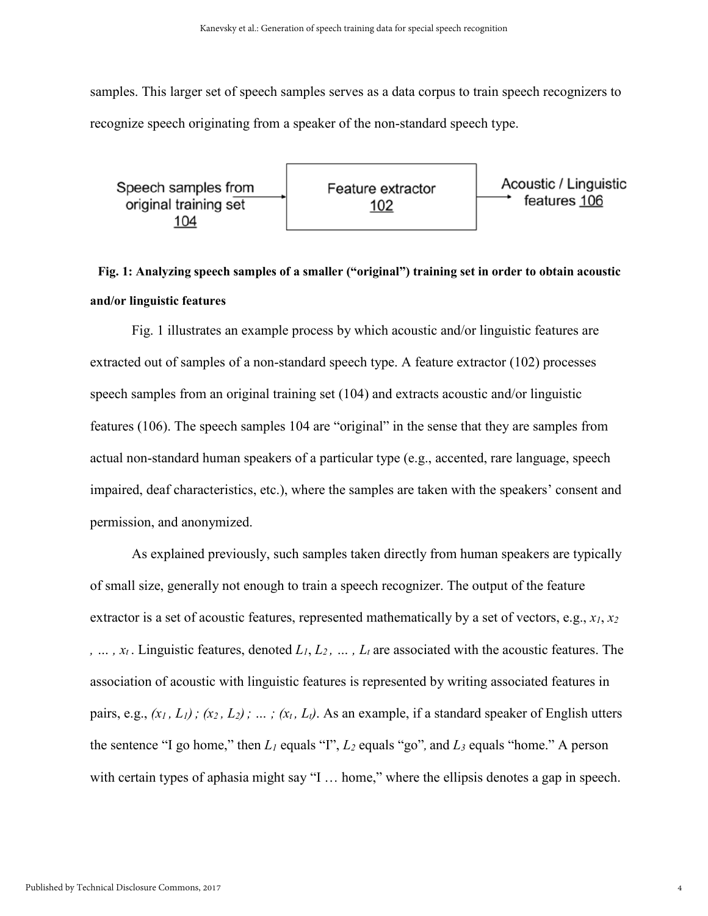samples. This larger set of speech samples serves as a data corpus to train speech recognizers to recognize speech originating from a speaker of the non-standard speech type.

Speech samples from original training set 104 → Feature extractor 102 → Acoustic / Linguistic features 106

**Fig. 1: Analyzing speech samples of a smaller ("original") training set in order to obtain acoustic and/or linguistic features**

Fig. 1 illustrates an example process by which acoustic and/or linguistic features are extracted out of samples of a non-standard speech type. A feature extractor (102) processes speech samples from an original training set (104) and extracts acoustic and/or linguistic features (106). The speech samples 104 are "original" in the sense that they are samples from actual non-standard human speakers of a particular type (e.g., accented, rare language, speech impaired, deaf characteristics, etc.), where the samples are taken with the speakers' consent and permission, and anonymized.

As explained previously, such samples taken directly from human speakers are typically of small size, generally not enough to train a speech recognizer. The output of the feature extractor is a set of acoustic features, represented mathematically by a set of vectors, e.g., $x_1$, $x_2$, … , $x_t$. Linguistic features, denoted $L_1$, $L_2$, … , $L_t$ are associated with the acoustic features. The association of acoustic with linguistic features is represented by writing associated features in pairs, e.g., $(x_1, L_1)$ ; $(x_2, L_2)$ ; … ; $(x_t, L_t)$. As an example, if a standard speaker of English utters the sentence "I go home," then $L_1$ equals "I", $L_2$ equals "go", and $L_3$ equals "home." A person with certain types of aphasia might say "I … home," where the ellipsis denotes a gap in speech.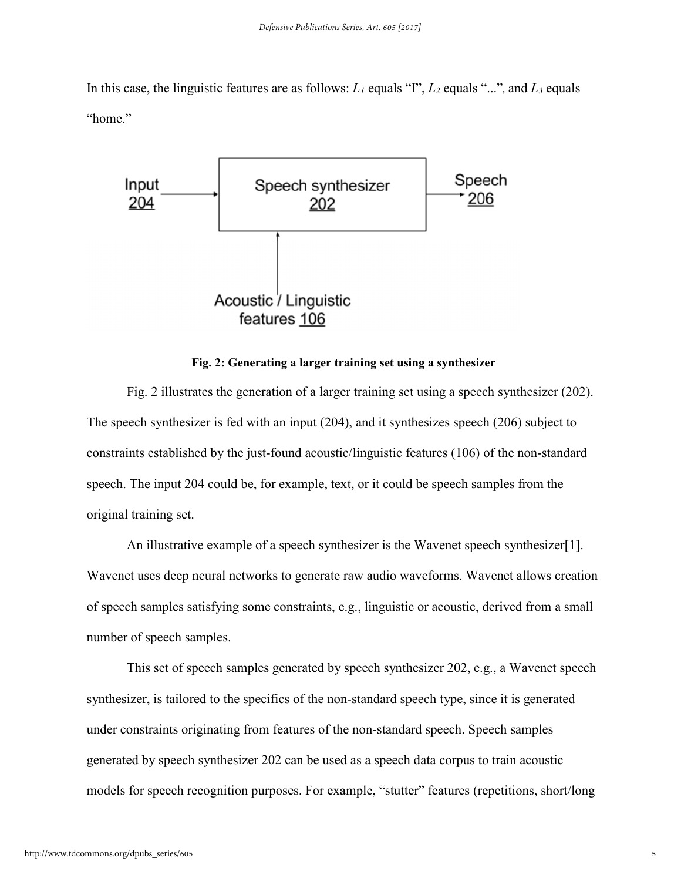In this case, the linguistic features are as follows: $L_1$ equals "I", $L_2$ equals "...", and $L_3$ equals "home."

Input 204 → Speech synthesizer 202 → Speech 206

Acoustic / Linguistic features 106

**Fig. 2: Generating a larger training set using a synthesizer**

Fig. 2 illustrates the generation of a larger training set using a speech synthesizer (202). The speech synthesizer is fed with an input (204), and it synthesizes speech (206) subject to constraints established by the just-found acoustic/linguistic features (106) of the non-standard speech. The input 204 could be, for example, text, or it could be speech samples from the original training set.

An illustrative example of a speech synthesizer is the Wavenet speech synthesizer[1]. Wavenet uses deep neural networks to generate raw audio waveforms. Wavenet allows creation of speech samples satisfying some constraints, e.g., linguistic or acoustic, derived from a small number of speech samples.

This set of speech samples generated by speech synthesizer 202, e.g., a Wavenet speech synthesizer, is tailored to the specifics of the non-standard speech type, since it is generated under constraints originating from features of the non-standard speech. Speech samples generated by speech synthesizer 202 can be used as a speech data corpus to train acoustic models for speech recognition purposes. For example, "stutter" features (repetitions, short/long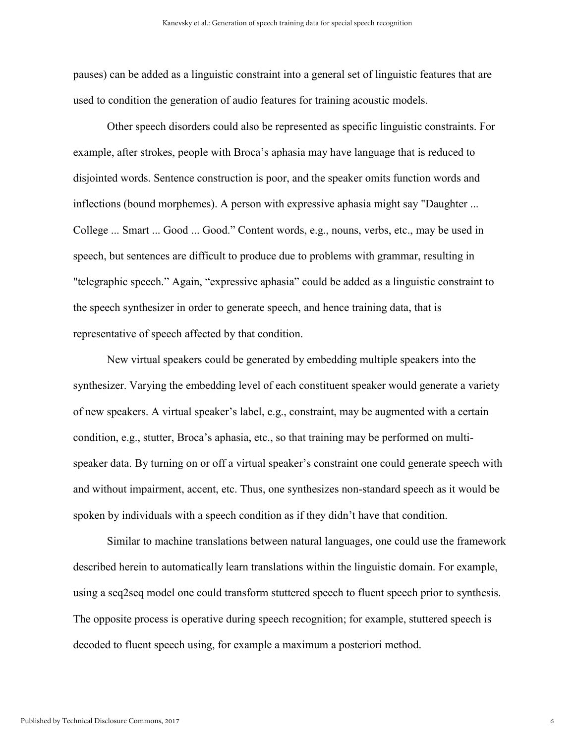pauses) can be added as a linguistic constraint into a general set of linguistic features that are used to condition the generation of audio features for training acoustic models.

Other speech disorders could also be represented as specific linguistic constraints. For example, after strokes, people with Broca's aphasia may have language that is reduced to disjointed words. Sentence construction is poor, and the speaker omits function words and inflections (bound morphemes). A person with expressive aphasia might say "Daughter ... College ... Smart ... Good ... Good." Content words, e.g., nouns, verbs, etc., may be used in speech, but sentences are difficult to produce due to problems with grammar, resulting in "telegraphic speech." Again, "expressive aphasia" could be added as a linguistic constraint to the speech synthesizer in order to generate speech, and hence training data, that is representative of speech affected by that condition.

New virtual speakers could be generated by embedding multiple speakers into the synthesizer. Varying the embedding level of each constituent speaker would generate a variety of new speakers. A virtual speaker's label, e.g., constraint, may be augmented with a certain condition, e.g., stutter, Broca's aphasia, etc., so that training may be performed on multi-speaker data. By turning on or off a virtual speaker's constraint one could generate speech with and without impairment, accent, etc. Thus, one synthesizes non-standard speech as it would be spoken by individuals with a speech condition as if they didn't have that condition.

Similar to machine translations between natural languages, one could use the framework described herein to automatically learn translations within the linguistic domain. For example, using a seq2seq model one could transform stuttered speech to fluent speech prior to synthesis. The opposite process is operative during speech recognition; for example, stuttered speech is decoded to fluent speech using, for example a maximum a posteriori method.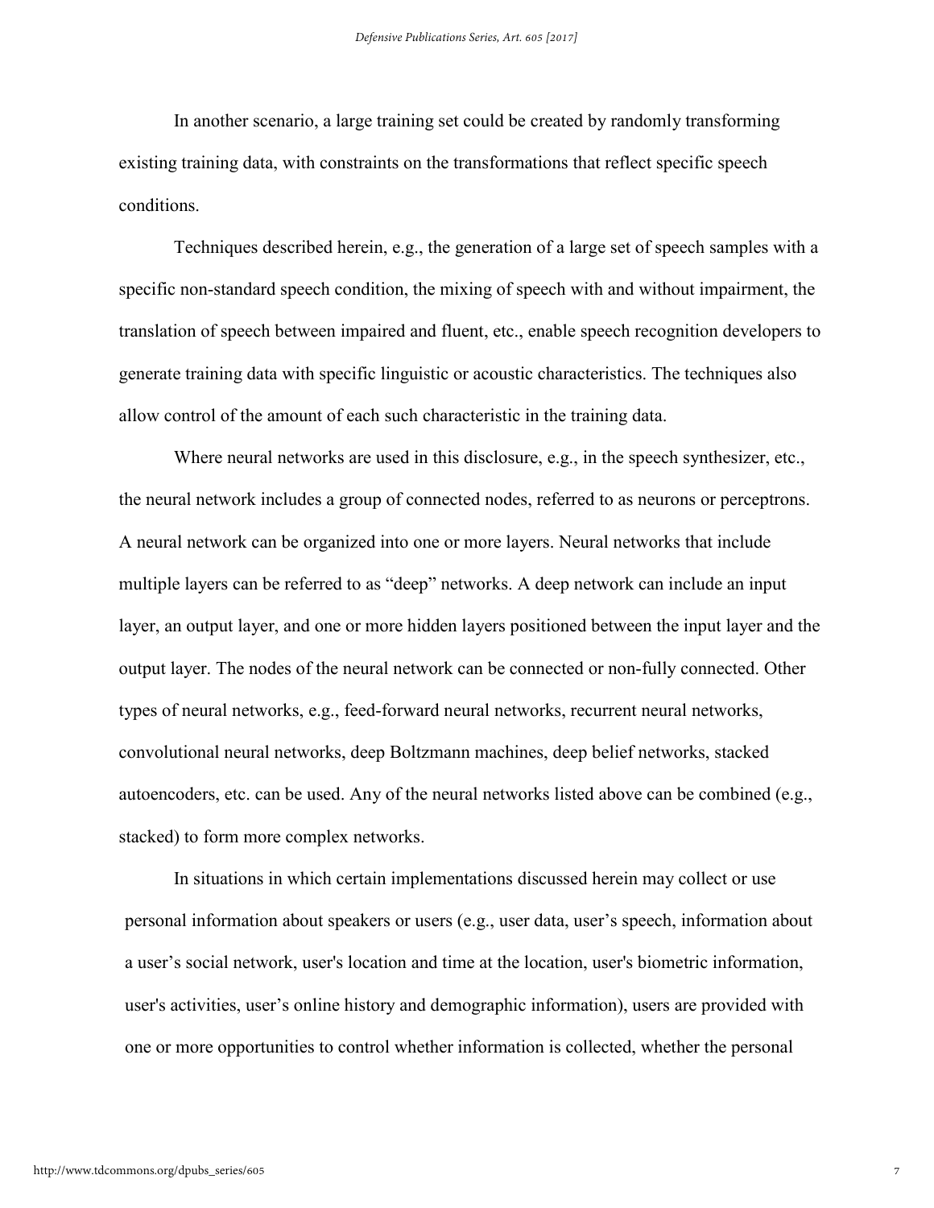In another scenario, a large training set could be created by randomly transforming existing training data, with constraints on the transformations that reflect specific speech conditions.

Techniques described herein, e.g., the generation of a large set of speech samples with a specific non-standard speech condition, the mixing of speech with and without impairment, the translation of speech between impaired and fluent, etc., enable speech recognition developers to generate training data with specific linguistic or acoustic characteristics. The techniques also allow control of the amount of each such characteristic in the training data.

Where neural networks are used in this disclosure, e.g., in the speech synthesizer, etc., the neural network includes a group of connected nodes, referred to as neurons or perceptrons. A neural network can be organized into one or more layers. Neural networks that include multiple layers can be referred to as "deep" networks. A deep network can include an input layer, an output layer, and one or more hidden layers positioned between the input layer and the output layer. The nodes of the neural network can be connected or non-fully connected. Other types of neural networks, e.g., feed-forward neural networks, recurrent neural networks, convolutional neural networks, deep Boltzmann machines, deep belief networks, stacked autoencoders, etc. can be used. Any of the neural networks listed above can be combined (e.g., stacked) to form more complex networks.

In situations in which certain implementations discussed herein may collect or use personal information about speakers or users (e.g., user data, user's speech, information about a user's social network, user's location and time at the location, user's biometric information, user's activities, user's online history and demographic information), users are provided with one or more opportunities to control whether information is collected, whether the personal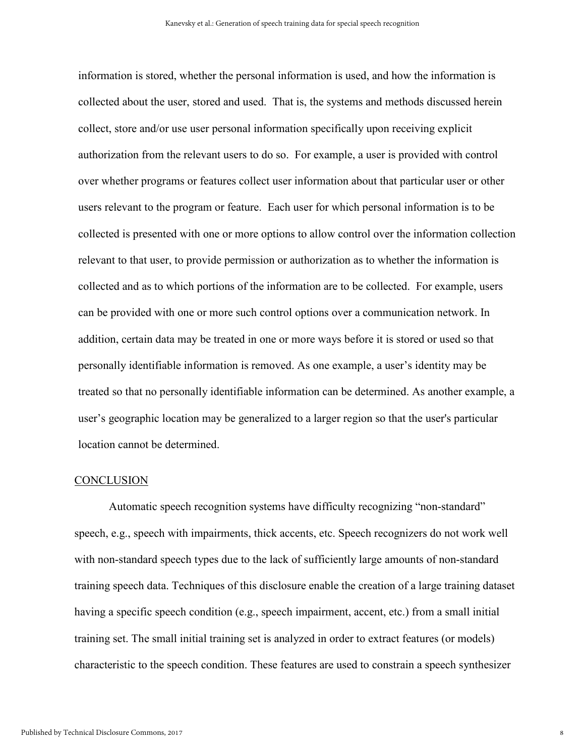information is stored, whether the personal information is used, and how the information is collected about the user, stored and used. That is, the systems and methods discussed herein collect, store and/or use user personal information specifically upon receiving explicit authorization from the relevant users to do so. For example, a user is provided with control over whether programs or features collect user information about that particular user or other users relevant to the program or feature. Each user for which personal information is to be collected is presented with one or more options to allow control over the information collection relevant to that user, to provide permission or authorization as to whether the information is collected and as to which portions of the information are to be collected. For example, users can be provided with one or more such control options over a communication network. In addition, certain data may be treated in one or more ways before it is stored or used so that personally identifiable information is removed. As one example, a user's identity may be treated so that no personally identifiable information can be determined. As another example, a user's geographic location may be generalized to a larger region so that the user's particular location cannot be determined.

## CONCLUSION

Automatic speech recognition systems have difficulty recognizing "non-standard" speech, e.g., speech with impairments, thick accents, etc. Speech recognizers do not work well with non-standard speech types due to the lack of sufficiently large amounts of non-standard training speech data. Techniques of this disclosure enable the creation of a large training dataset having a specific speech condition (e.g., speech impairment, accent, etc.) from a small initial training set. The small initial training set is analyzed in order to extract features (or models) characteristic to the speech condition. These features are used to constrain a speech synthesizer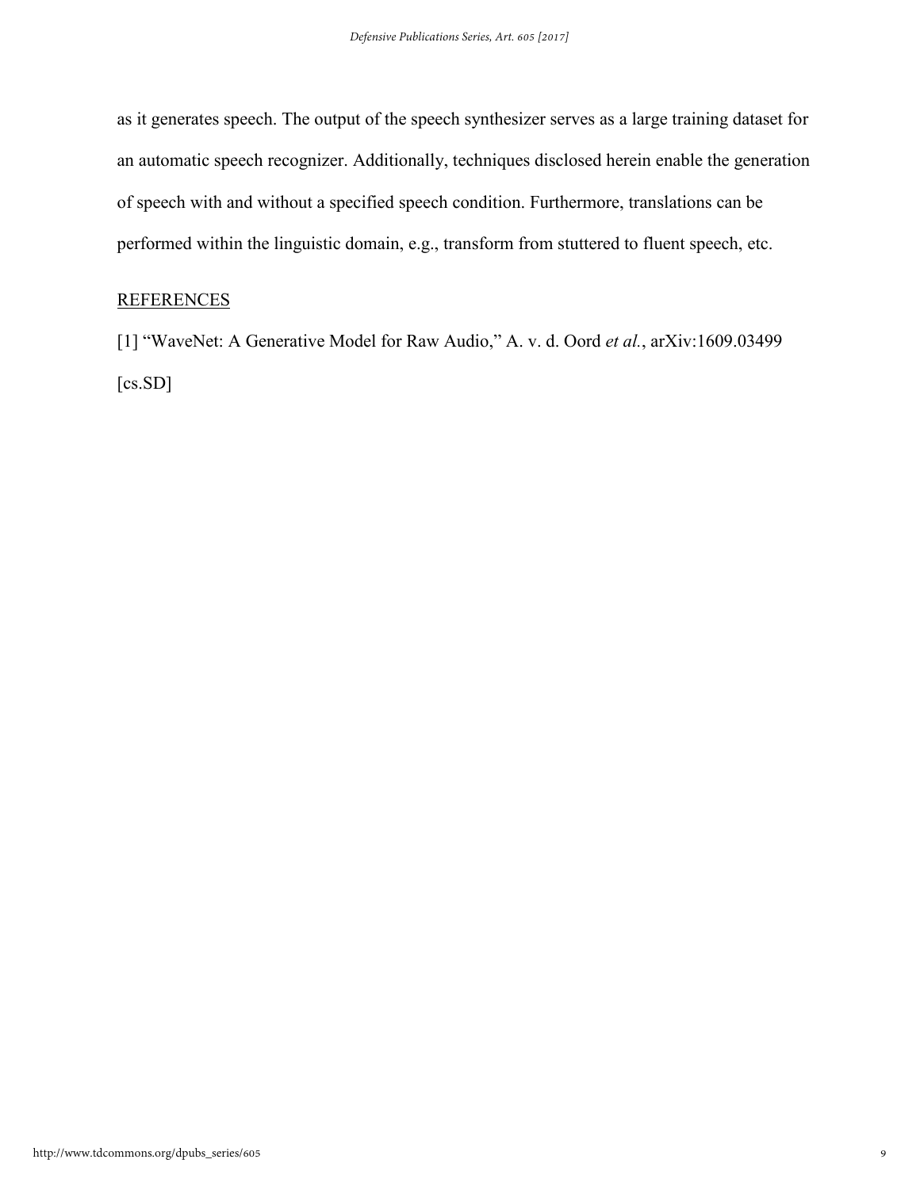as it generates speech. The output of the speech synthesizer serves as a large training dataset for an automatic speech recognizer. Additionally, techniques disclosed herein enable the generation of speech with and without a specified speech condition. Furthermore, translations can be performed within the linguistic domain, e.g., transform from stuttered to fluent speech, etc.

## REFERENCES

[1] "WaveNet: A Generative Model for Raw Audio," A. v. d. Oord *et al.*, arXiv:1609.03499 [cs.SD]